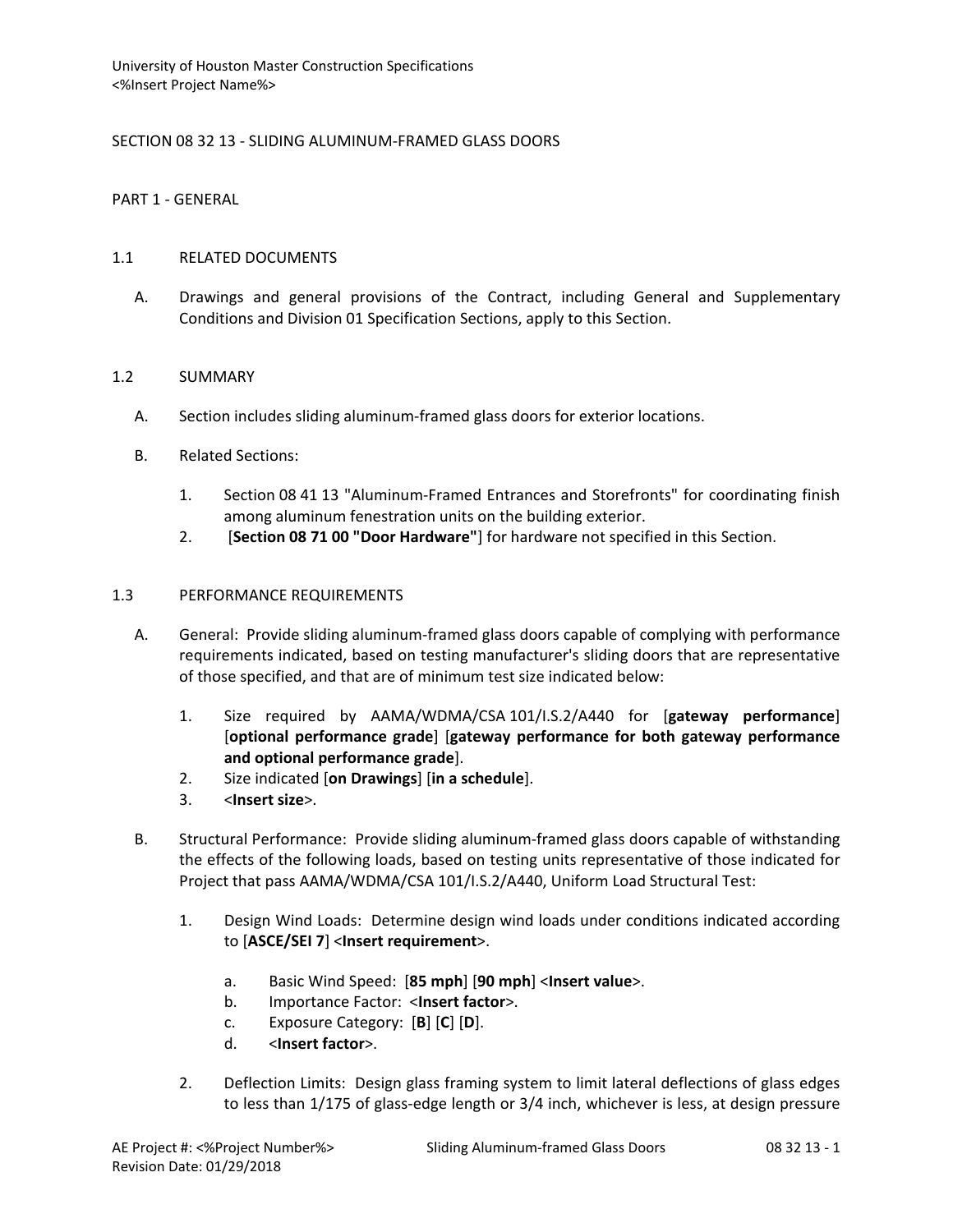# SECTION 08 32 13 - SLIDING ALUMINUM-FRAMED GLASS DOORS

## PART 1 - GENERAL

### 1.1 RELATED DOCUMENTS

A. Drawings and general provisions of the Contract, including General and Supplementary Conditions and Division 01 Specification Sections, apply to this Section.

### 1.2 SUMMARY

A. Section includes sliding aluminum-framed glass doors for exterior locations.

B. Related Sections:

1. Section 08 41 13 "Aluminum-Framed Entrances and Storefronts" for coordinating finish among aluminum fenestration units on the building exterior.
2. [**Section 08 71 00 "Door Hardware"**] for hardware not specified in this Section.

### 1.3 PERFORMANCE REQUIREMENTS

A. General: Provide sliding aluminum-framed glass doors capable of complying with performance requirements indicated, based on testing manufacturer's sliding doors that are representative of those specified, and that are of minimum test size indicated below:

1. Size required by AAMA/WDMA/CSA 101/I.S.2/A440 for [**gateway performance**] [**optional performance grade**] [**gateway performance for both gateway performance and optional performance grade**].
2. Size indicated [**on Drawings**] [**in a schedule**].
3. <**Insert size**>.

B. Structural Performance: Provide sliding aluminum-framed glass doors capable of withstanding the effects of the following loads, based on testing units representative of those indicated for Project that pass AAMA/WDMA/CSA 101/I.S.2/A440, Uniform Load Structural Test:

1. Design Wind Loads: Determine design wind loads under conditions indicated according to [**ASCE/SEI 7**] <**Insert requirement**>.
   a. Basic Wind Speed: [**85 mph**] [**90 mph**] <**Insert value**>.
   b. Importance Factor: <**Insert factor**>.
   c. Exposure Category: [**B**] [**C**] [**D**].
   d. <**Insert factor**>.
2. Deflection Limits: Design glass framing system to limit lateral deflections of glass edges to less than 1/175 of glass-edge length or 3/4 inch, whichever is less, at design pressure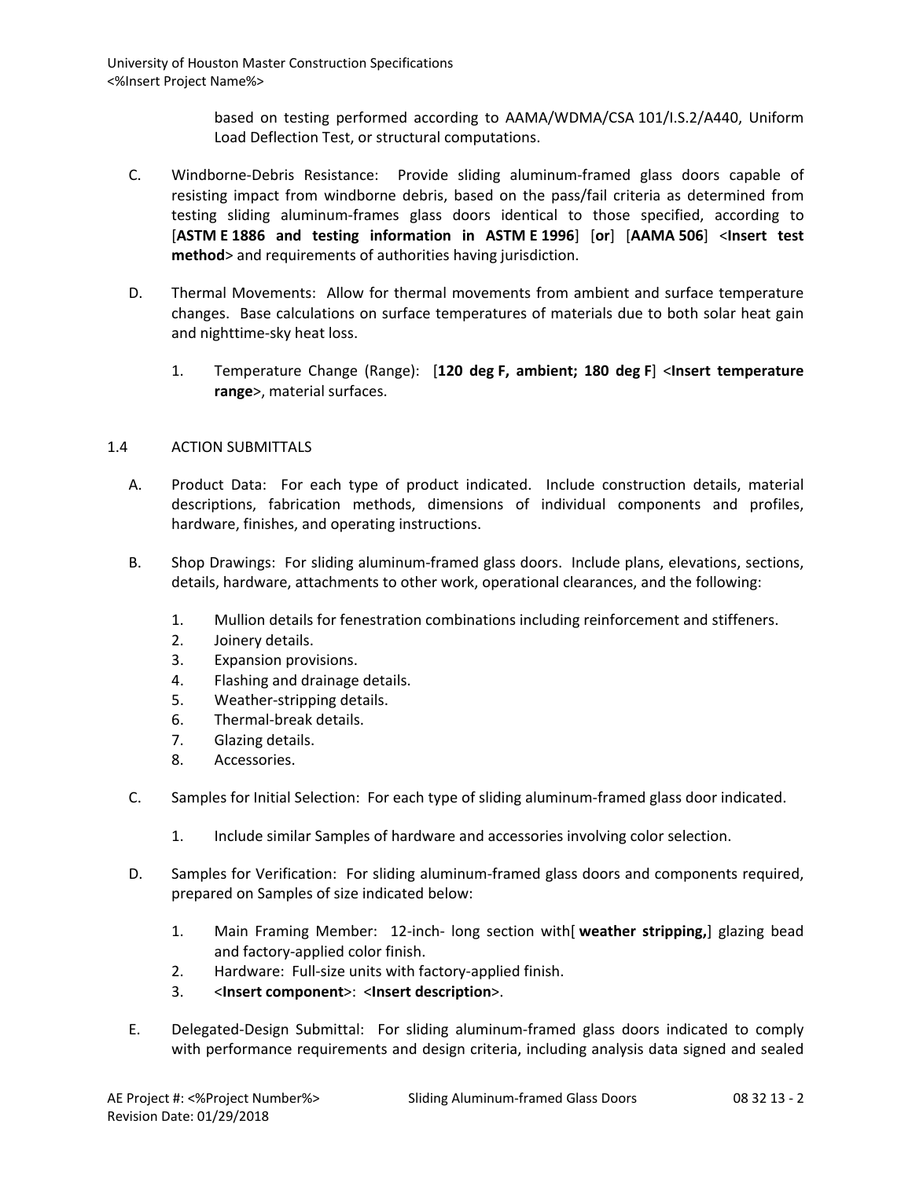based on testing performed according to AAMA/WDMA/CSA 101/I.S.2/A440, Uniform Load Deflection Test, or structural computations.

C. Windborne-Debris Resistance: Provide sliding aluminum-framed glass doors capable of resisting impact from windborne debris, based on the pass/fail criteria as determined from testing sliding aluminum-frames glass doors identical to those specified, according to [**ASTM E 1886 and testing information in ASTM E 1996**] [**or**] [**AAMA 506**] <**Insert test method**> and requirements of authorities having jurisdiction.

D. Thermal Movements: Allow for thermal movements from ambient and surface temperature changes. Base calculations on surface temperatures of materials due to both solar heat gain and nighttime-sky heat loss.

1. Temperature Change (Range): [**120 deg F, ambient; 180 deg F**] <**Insert temperature range**>, material surfaces.

## 1.4 ACTION SUBMITTALS

A. Product Data: For each type of product indicated. Include construction details, material descriptions, fabrication methods, dimensions of individual components and profiles, hardware, finishes, and operating instructions.

B. Shop Drawings: For sliding aluminum-framed glass doors. Include plans, elevations, sections, details, hardware, attachments to other work, operational clearances, and the following:

1. Mullion details for fenestration combinations including reinforcement and stiffeners.
2. Joinery details.
3. Expansion provisions.
4. Flashing and drainage details.
5. Weather-stripping details.
6. Thermal-break details.
7. Glazing details.
8. Accessories.

C. Samples for Initial Selection: For each type of sliding aluminum-framed glass door indicated.

1. Include similar Samples of hardware and accessories involving color selection.

D. Samples for Verification: For sliding aluminum-framed glass doors and components required, prepared on Samples of size indicated below:

1. Main Framing Member: 12-inch- long section with[ **weather stripping,**] glazing bead and factory-applied color finish.
2. Hardware: Full-size units with factory-applied finish.
3. <**Insert component**>: <**Insert description**>.

E. Delegated-Design Submittal: For sliding aluminum-framed glass doors indicated to comply with performance requirements and design criteria, including analysis data signed and sealed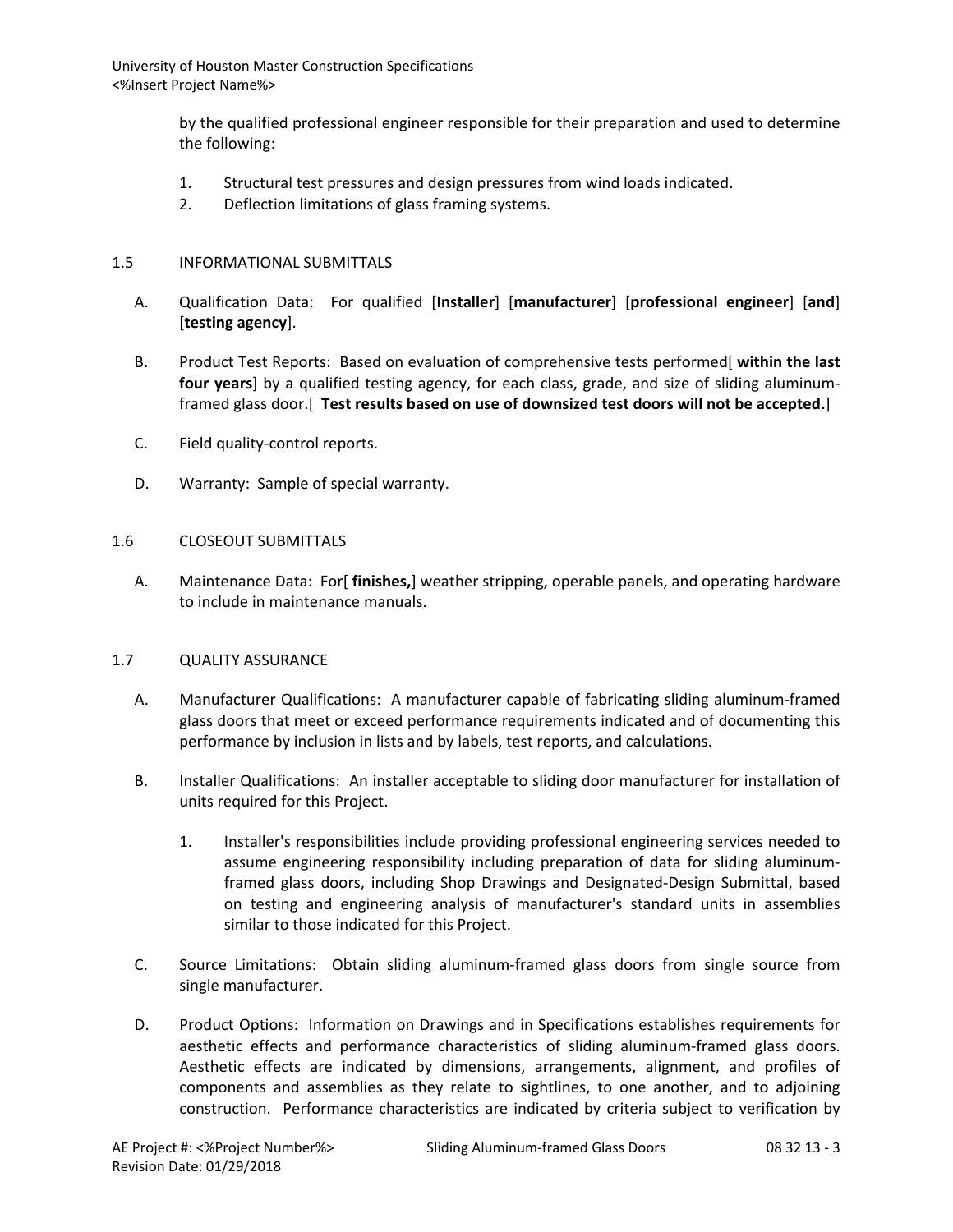by the qualified professional engineer responsible for their preparation and used to determine the following:

1. Structural test pressures and design pressures from wind loads indicated.
2. Deflection limitations of glass framing systems.

## 1.5 INFORMATIONAL SUBMITTALS

A. Qualification Data: For qualified [**Installer**] [**manufacturer**] [**professional engineer**] [**and**] [**testing agency**].

B. Product Test Reports: Based on evaluation of comprehensive tests performed[ **within the last four years**] by a qualified testing agency, for each class, grade, and size of sliding aluminum-framed glass door.[ **Test results based on use of downsized test doors will not be accepted.**]

C. Field quality-control reports.

D. Warranty: Sample of special warranty.

## 1.6 CLOSEOUT SUBMITTALS

A. Maintenance Data: For[ **finishes,**] weather stripping, operable panels, and operating hardware to include in maintenance manuals.

## 1.7 QUALITY ASSURANCE

A. Manufacturer Qualifications: A manufacturer capable of fabricating sliding aluminum-framed glass doors that meet or exceed performance requirements indicated and of documenting this performance by inclusion in lists and by labels, test reports, and calculations.

B. Installer Qualifications: An installer acceptable to sliding door manufacturer for installation of units required for this Project.

   1. Installer's responsibilities include providing professional engineering services needed to assume engineering responsibility including preparation of data for sliding aluminum-framed glass doors, including Shop Drawings and Designated-Design Submittal, based on testing and engineering analysis of manufacturer's standard units in assemblies similar to those indicated for this Project.

C. Source Limitations: Obtain sliding aluminum-framed glass doors from single source from single manufacturer.

D. Product Options: Information on Drawings and in Specifications establishes requirements for aesthetic effects and performance characteristics of sliding aluminum-framed glass doors. Aesthetic effects are indicated by dimensions, arrangements, alignment, and profiles of components and assemblies as they relate to sightlines, to one another, and to adjoining construction. Performance characteristics are indicated by criteria subject to verification by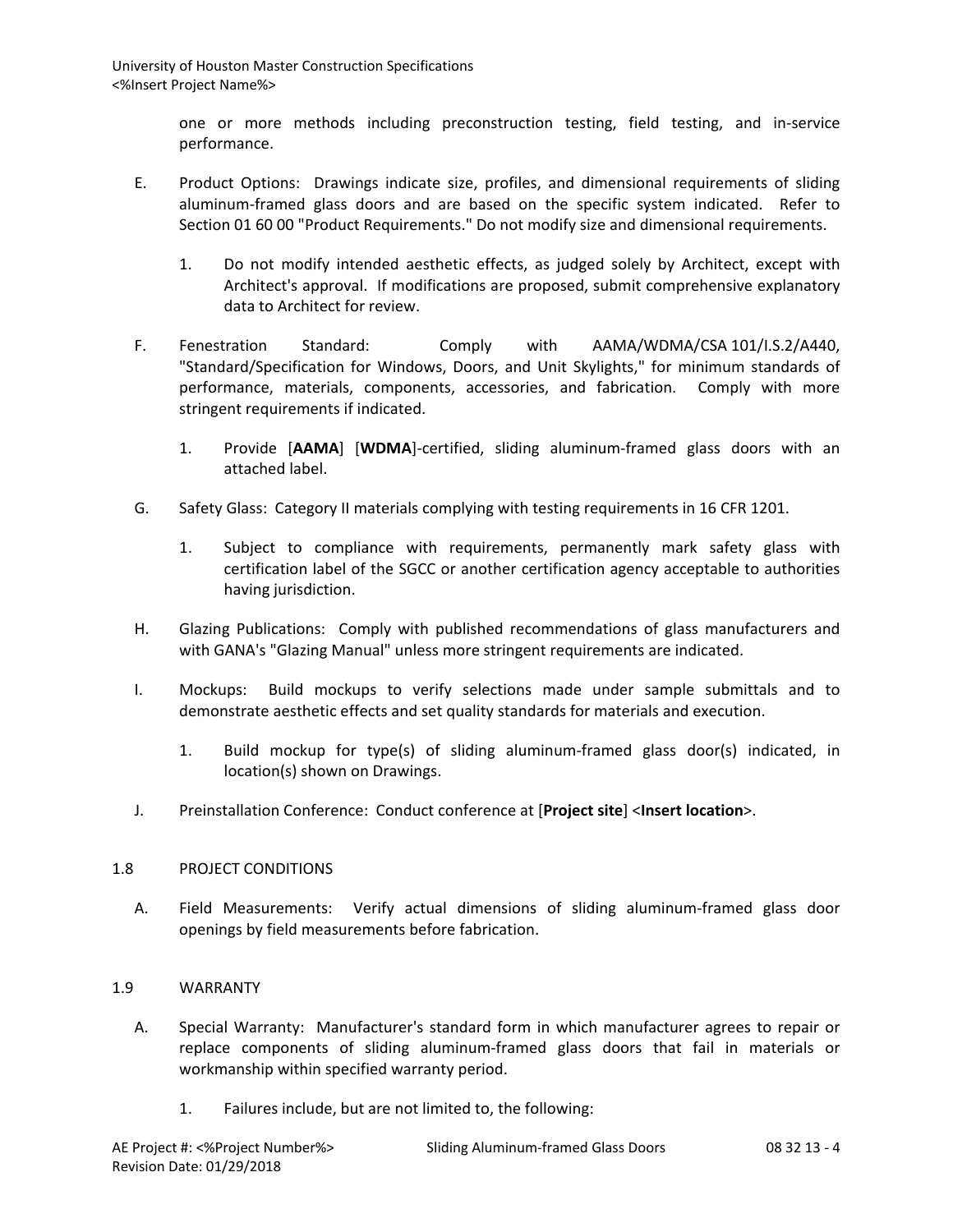one or more methods including preconstruction testing, field testing, and in-service performance.

E. Product Options: Drawings indicate size, profiles, and dimensional requirements of sliding aluminum-framed glass doors and are based on the specific system indicated. Refer to Section 01 60 00 "Product Requirements." Do not modify size and dimensional requirements.

   1. Do not modify intended aesthetic effects, as judged solely by Architect, except with Architect's approval. If modifications are proposed, submit comprehensive explanatory data to Architect for review.

F. Fenestration Standard: Comply with AAMA/WDMA/CSA 101/I.S.2/A440, "Standard/Specification for Windows, Doors, and Unit Skylights," for minimum standards of performance, materials, components, accessories, and fabrication. Comply with more stringent requirements if indicated.

   1. Provide [**AAMA**] [**WDMA**]-certified, sliding aluminum-framed glass doors with an attached label.

G. Safety Glass: Category II materials complying with testing requirements in 16 CFR 1201.

   1. Subject to compliance with requirements, permanently mark safety glass with certification label of the SGCC or another certification agency acceptable to authorities having jurisdiction.

H. Glazing Publications: Comply with published recommendations of glass manufacturers and with GANA's "Glazing Manual" unless more stringent requirements are indicated.

I. Mockups: Build mockups to verify selections made under sample submittals and to demonstrate aesthetic effects and set quality standards for materials and execution.

   1. Build mockup for type(s) of sliding aluminum-framed glass door(s) indicated, in location(s) shown on Drawings.

J. Preinstallation Conference: Conduct conference at [**Project site**] <**Insert location**>.

## 1.8 PROJECT CONDITIONS

A. Field Measurements: Verify actual dimensions of sliding aluminum-framed glass door openings by field measurements before fabrication.

## 1.9 WARRANTY

A. Special Warranty: Manufacturer's standard form in which manufacturer agrees to repair or replace components of sliding aluminum-framed glass doors that fail in materials or workmanship within specified warranty period.

   1. Failures include, but are not limited to, the following: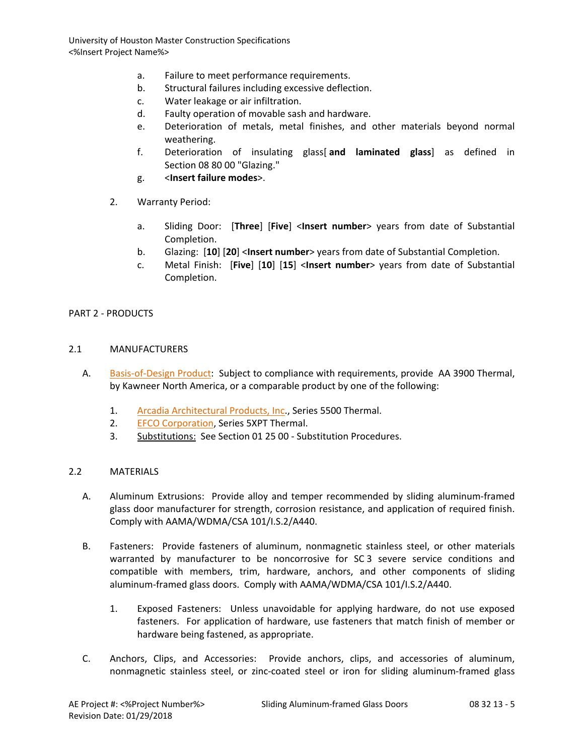a. Failure to meet performance requirements.
b. Structural failures including excessive deflection.
c. Water leakage or air infiltration.
d. Faulty operation of movable sash and hardware.
e. Deterioration of metals, metal finishes, and other materials beyond normal weathering.
f. Deterioration of insulating glass[ **and laminated glass**] as defined in Section 08 80 00 "Glazing."
g. <**Insert failure modes**>.

2. Warranty Period:

a. Sliding Door: [**Three**] [**Five**] <**Insert number**> years from date of Substantial Completion.
b. Glazing: [**10**] [**20**] <**Insert number**> years from date of Substantial Completion.
c. Metal Finish: [**Five**] [**10**] [**15**] <**Insert number**> years from date of Substantial Completion.

## PART 2 - PRODUCTS

### 2.1 MANUFACTURERS

A. Basis-of-Design Product: Subject to compliance with requirements, provide AA 3900 Thermal, by Kawneer North America, or a comparable product by one of the following:

1. Arcadia Architectural Products, Inc., Series 5500 Thermal.
2. EFCO Corporation, Series 5XPT Thermal.
3. Substitutions: See Section 01 25 00 - Substitution Procedures.

### 2.2 MATERIALS

A. Aluminum Extrusions: Provide alloy and temper recommended by sliding aluminum-framed glass door manufacturer for strength, corrosion resistance, and application of required finish. Comply with AAMA/WDMA/CSA 101/I.S.2/A440.

B. Fasteners: Provide fasteners of aluminum, nonmagnetic stainless steel, or other materials warranted by manufacturer to be noncorrosive for SC 3 severe service conditions and compatible with members, trim, hardware, anchors, and other components of sliding aluminum-framed glass doors. Comply with AAMA/WDMA/CSA 101/I.S.2/A440.

1. Exposed Fasteners: Unless unavoidable for applying hardware, do not use exposed fasteners. For application of hardware, use fasteners that match finish of member or hardware being fastened, as appropriate.

C. Anchors, Clips, and Accessories: Provide anchors, clips, and accessories of aluminum, nonmagnetic stainless steel, or zinc-coated steel or iron for sliding aluminum-framed glass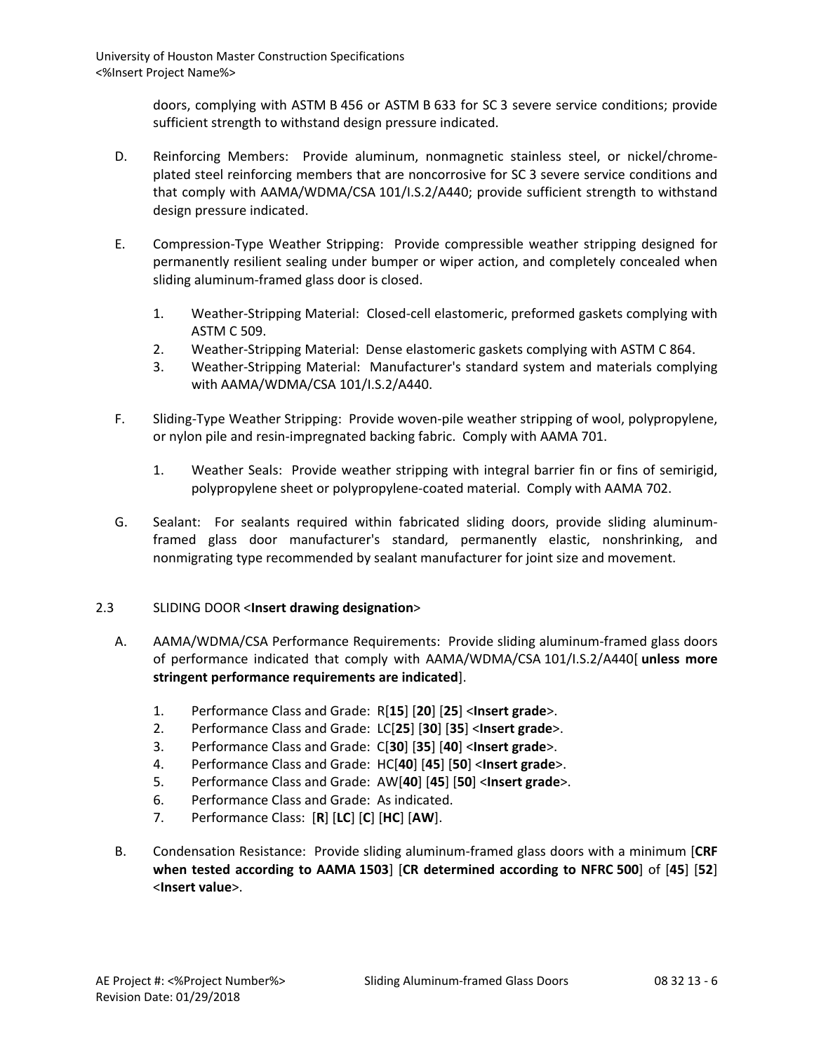doors, complying with ASTM B 456 or ASTM B 633 for SC 3 severe service conditions; provide sufficient strength to withstand design pressure indicated.

D. Reinforcing Members: Provide aluminum, nonmagnetic stainless steel, or nickel/chrome-plated steel reinforcing members that are noncorrosive for SC 3 severe service conditions and that comply with AAMA/WDMA/CSA 101/I.S.2/A440; provide sufficient strength to withstand design pressure indicated.

E. Compression-Type Weather Stripping: Provide compressible weather stripping designed for permanently resilient sealing under bumper or wiper action, and completely concealed when sliding aluminum-framed glass door is closed.

1. Weather-Stripping Material: Closed-cell elastomeric, preformed gaskets complying with ASTM C 509.
2. Weather-Stripping Material: Dense elastomeric gaskets complying with ASTM C 864.
3. Weather-Stripping Material: Manufacturer's standard system and materials complying with AAMA/WDMA/CSA 101/I.S.2/A440.

F. Sliding-Type Weather Stripping: Provide woven-pile weather stripping of wool, polypropylene, or nylon pile and resin-impregnated backing fabric. Comply with AAMA 701.

1. Weather Seals: Provide weather stripping with integral barrier fin or fins of semirigid, polypropylene sheet or polypropylene-coated material. Comply with AAMA 702.

G. Sealant: For sealants required within fabricated sliding doors, provide sliding aluminum-framed glass door manufacturer's standard, permanently elastic, nonshrinking, and nonmigrating type recommended by sealant manufacturer for joint size and movement.

## 2.3 SLIDING DOOR <**Insert drawing designation**>

A. AAMA/WDMA/CSA Performance Requirements: Provide sliding aluminum-framed glass doors of performance indicated that comply with AAMA/WDMA/CSA 101/I.S.2/A440[ **unless more stringent performance requirements are indicated**].

1. Performance Class and Grade: R[**15**] [**20**] [**25**] <**Insert grade**>.
2. Performance Class and Grade: LC[**25**] [**30**] [**35**] <**Insert grade**>.
3. Performance Class and Grade: C[**30**] [**35**] [**40**] <**Insert grade**>.
4. Performance Class and Grade: HC[**40**] [**45**] [**50**] <**Insert grade**>.
5. Performance Class and Grade: AW[**40**] [**45**] [**50**] <**Insert grade**>.
6. Performance Class and Grade: As indicated.
7. Performance Class: [**R**] [**LC**] [**C**] [**HC**] [**AW**].

B. Condensation Resistance: Provide sliding aluminum-framed glass doors with a minimum [**CRF when tested according to AAMA 1503**] [**CR determined according to NFRC 500**] of [**45**] [**52**] <**Insert value**>.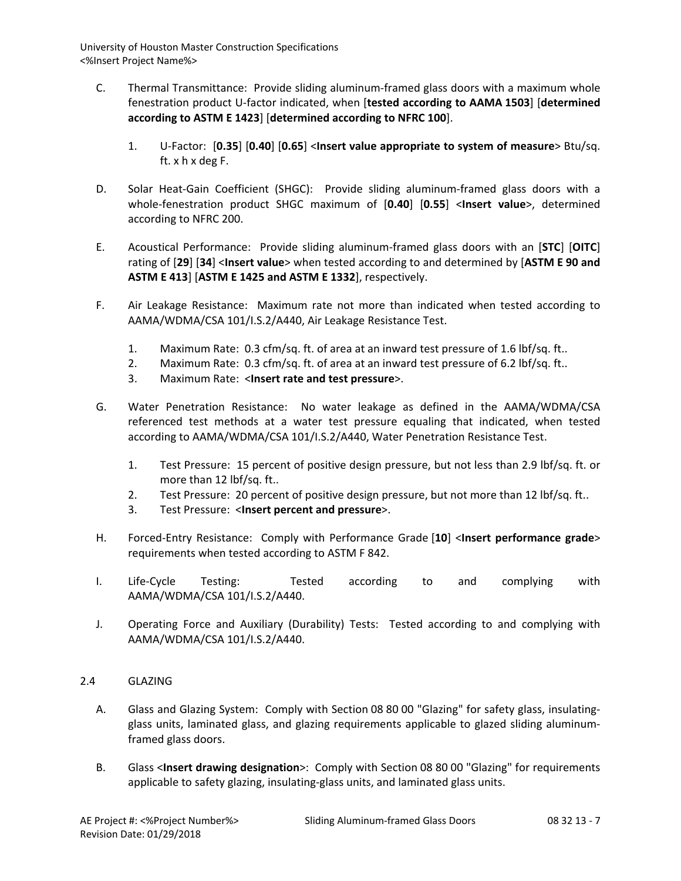C. Thermal Transmittance: Provide sliding aluminum-framed glass doors with a maximum whole fenestration product U-factor indicated, when [**tested according to AAMA 1503**] [**determined according to ASTM E 1423**] [**determined according to NFRC 100**].

   1. U-Factor: [**0.35**] [**0.40**] [**0.65**] <**Insert value appropriate to system of measure**> Btu/sq. ft. x h x deg F.

D. Solar Heat-Gain Coefficient (SHGC): Provide sliding aluminum-framed glass doors with a whole-fenestration product SHGC maximum of [**0.40**] [**0.55**] <**Insert value**>, determined according to NFRC 200.

E. Acoustical Performance: Provide sliding aluminum-framed glass doors with an [**STC**] [**OITC**] rating of [**29**] [**34**] <**Insert value**> when tested according to and determined by [**ASTM E 90 and ASTM E 413**] [**ASTM E 1425 and ASTM E 1332**], respectively.

F. Air Leakage Resistance: Maximum rate not more than indicated when tested according to AAMA/WDMA/CSA 101/I.S.2/A440, Air Leakage Resistance Test.

   1. Maximum Rate: 0.3 cfm/sq. ft. of area at an inward test pressure of 1.6 lbf/sq. ft..
   2. Maximum Rate: 0.3 cfm/sq. ft. of area at an inward test pressure of 6.2 lbf/sq. ft..
   3. Maximum Rate: <**Insert rate and test pressure**>.

G. Water Penetration Resistance: No water leakage as defined in the AAMA/WDMA/CSA referenced test methods at a water test pressure equaling that indicated, when tested according to AAMA/WDMA/CSA 101/I.S.2/A440, Water Penetration Resistance Test.

   1. Test Pressure: 15 percent of positive design pressure, but not less than 2.9 lbf/sq. ft. or more than 12 lbf/sq. ft..
   2. Test Pressure: 20 percent of positive design pressure, but not more than 12 lbf/sq. ft..
   3. Test Pressure: <**Insert percent and pressure**>.

H. Forced-Entry Resistance: Comply with Performance Grade [**10**] <**Insert performance grade**> requirements when tested according to ASTM F 842.

I. Life-Cycle Testing: Tested according to and complying with AAMA/WDMA/CSA 101/I.S.2/A440.

J. Operating Force and Auxiliary (Durability) Tests: Tested according to and complying with AAMA/WDMA/CSA 101/I.S.2/A440.

## 2.4 GLAZING

A. Glass and Glazing System: Comply with Section 08 80 00 "Glazing" for safety glass, insulating-glass units, laminated glass, and glazing requirements applicable to glazed sliding aluminum-framed glass doors.

B. Glass <**Insert drawing designation**>: Comply with Section 08 80 00 "Glazing" for requirements applicable to safety glazing, insulating-glass units, and laminated glass units.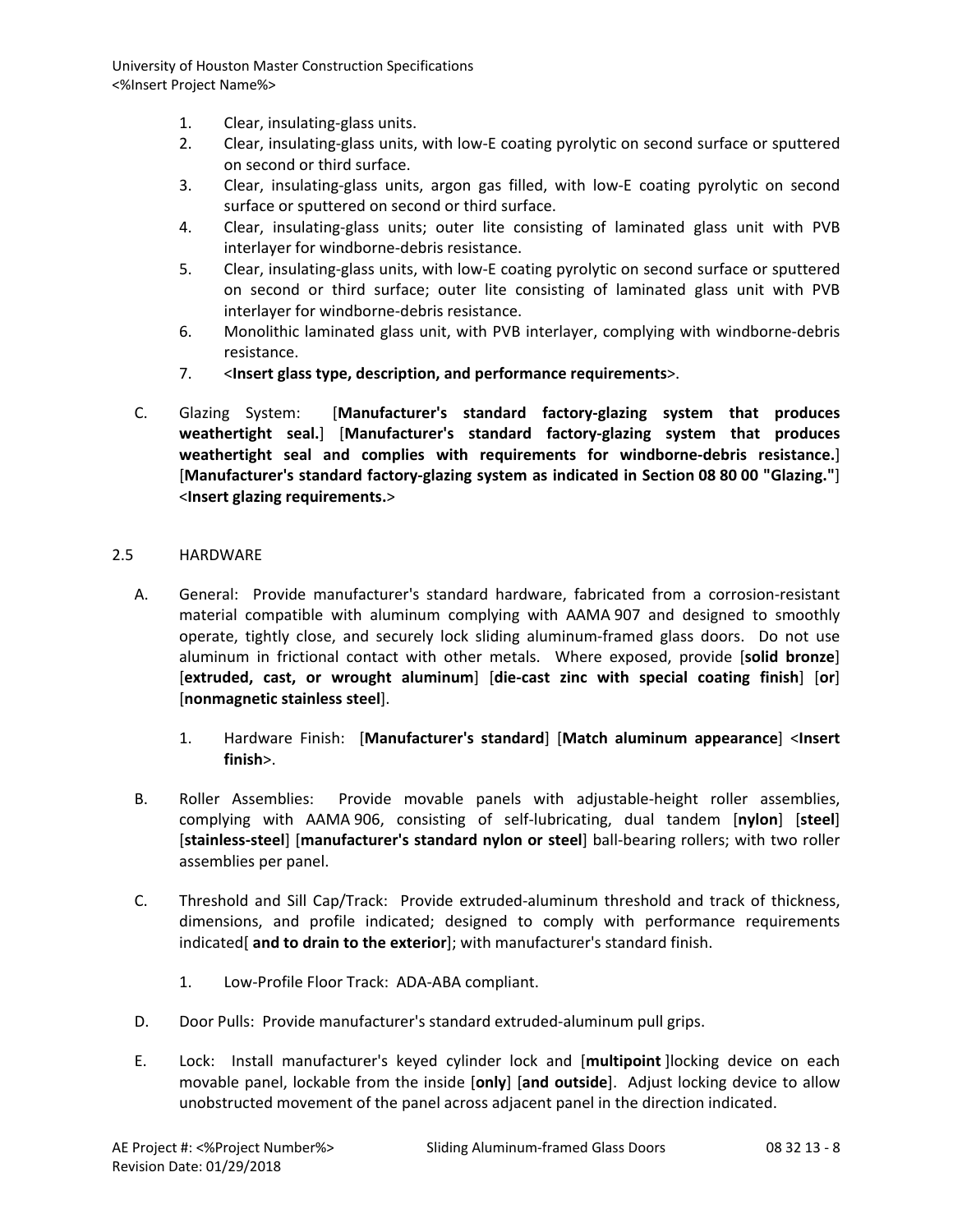1. Clear, insulating-glass units.
2. Clear, insulating-glass units, with low-E coating pyrolytic on second surface or sputtered on second or third surface.
3. Clear, insulating-glass units, argon gas filled, with low-E coating pyrolytic on second surface or sputtered on second or third surface.
4. Clear, insulating-glass units; outer lite consisting of laminated glass unit with PVB interlayer for windborne-debris resistance.
5. Clear, insulating-glass units, with low-E coating pyrolytic on second surface or sputtered on second or third surface; outer lite consisting of laminated glass unit with PVB interlayer for windborne-debris resistance.
6. Monolithic laminated glass unit, with PVB interlayer, complying with windborne-debris resistance.
7. <**Insert glass type, description, and performance requirements**>.

C. Glazing System: [**Manufacturer's standard factory-glazing system that produces weathertight seal.**] [**Manufacturer's standard factory-glazing system that produces weathertight seal and complies with requirements for windborne-debris resistance.**] [**Manufacturer's standard factory-glazing system as indicated in Section 08 80 00 "Glazing."**] <**Insert glazing requirements.**>

## 2.5 HARDWARE

A. General: Provide manufacturer's standard hardware, fabricated from a corrosion-resistant material compatible with aluminum complying with AAMA 907 and designed to smoothly operate, tightly close, and securely lock sliding aluminum-framed glass doors. Do not use aluminum in frictional contact with other metals. Where exposed, provide [**solid bronze**] [**extruded, cast, or wrought aluminum**] [**die-cast zinc with special coating finish**] [**or**] [**nonmagnetic stainless steel**].

1. Hardware Finish: [**Manufacturer's standard**] [**Match aluminum appearance**] <**Insert finish**>.

B. Roller Assemblies: Provide movable panels with adjustable-height roller assemblies, complying with AAMA 906, consisting of self-lubricating, dual tandem [**nylon**] [**steel**] [**stainless-steel**] [**manufacturer's standard nylon or steel**] ball-bearing rollers; with two roller assemblies per panel.

C. Threshold and Sill Cap/Track: Provide extruded-aluminum threshold and track of thickness, dimensions, and profile indicated; designed to comply with performance requirements indicated[ **and to drain to the exterior**]; with manufacturer's standard finish.

1. Low-Profile Floor Track: ADA-ABA compliant.

D. Door Pulls: Provide manufacturer's standard extruded-aluminum pull grips.

E. Lock: Install manufacturer's keyed cylinder lock and [**multipoint** ]locking device on each movable panel, lockable from the inside [**only**] [**and outside**]. Adjust locking device to allow unobstructed movement of the panel across adjacent panel in the direction indicated.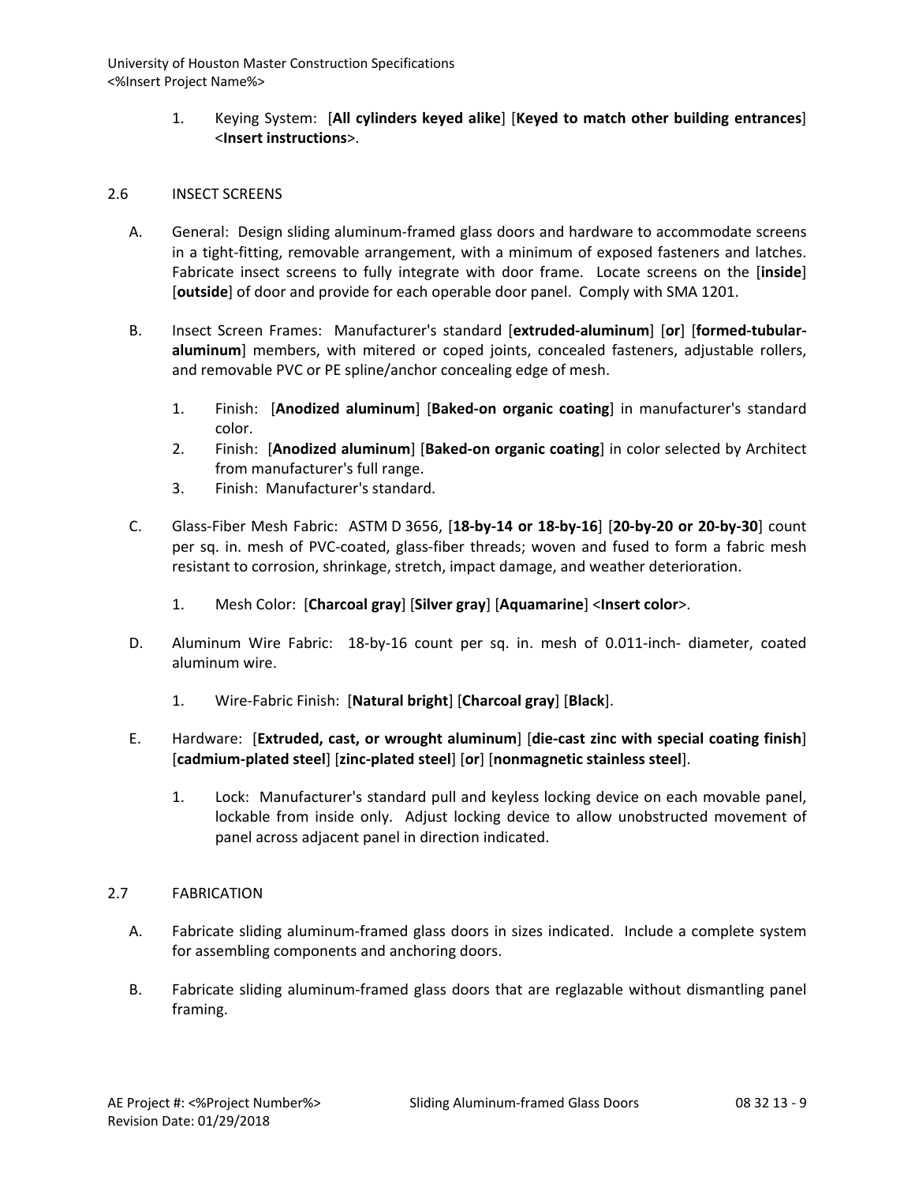1. Keying System: [**All cylinders keyed alike**] [**Keyed to match other building entrances**] <**Insert instructions**>.

## 2.6 INSECT SCREENS

A. General: Design sliding aluminum-framed glass doors and hardware to accommodate screens in a tight-fitting, removable arrangement, with a minimum of exposed fasteners and latches. Fabricate insect screens to fully integrate with door frame. Locate screens on the [**inside**] [**outside**] of door and provide for each operable door panel. Comply with SMA 1201.

B. Insect Screen Frames: Manufacturer's standard [**extruded-aluminum**] [**or**] [**formed-tubular-aluminum**] members, with mitered or coped joints, concealed fasteners, adjustable rollers, and removable PVC or PE spline/anchor concealing edge of mesh.

   1. Finish: [**Anodized aluminum**] [**Baked-on organic coating**] in manufacturer's standard color.
   2. Finish: [**Anodized aluminum**] [**Baked-on organic coating**] in color selected by Architect from manufacturer's full range.
   3. Finish: Manufacturer's standard.

C. Glass-Fiber Mesh Fabric: ASTM D 3656, [**18-by-14 or 18-by-16**] [**20-by-20 or 20-by-30**] count per sq. in. mesh of PVC-coated, glass-fiber threads; woven and fused to form a fabric mesh resistant to corrosion, shrinkage, stretch, impact damage, and weather deterioration.

   1. Mesh Color: [**Charcoal gray**] [**Silver gray**] [**Aquamarine**] <**Insert color**>.

D. Aluminum Wire Fabric: 18-by-16 count per sq. in. mesh of 0.011-inch- diameter, coated aluminum wire.

   1. Wire-Fabric Finish: [**Natural bright**] [**Charcoal gray**] [**Black**].

E. Hardware: [**Extruded, cast, or wrought aluminum**] [**die-cast zinc with special coating finish**] [**cadmium-plated steel**] [**zinc-plated steel**] [**or**] [**nonmagnetic stainless steel**].

   1. Lock: Manufacturer's standard pull and keyless locking device on each movable panel, lockable from inside only. Adjust locking device to allow unobstructed movement of panel across adjacent panel in direction indicated.

## 2.7 FABRICATION

A. Fabricate sliding aluminum-framed glass doors in sizes indicated. Include a complete system for assembling components and anchoring doors.

B. Fabricate sliding aluminum-framed glass doors that are reglazable without dismantling panel framing.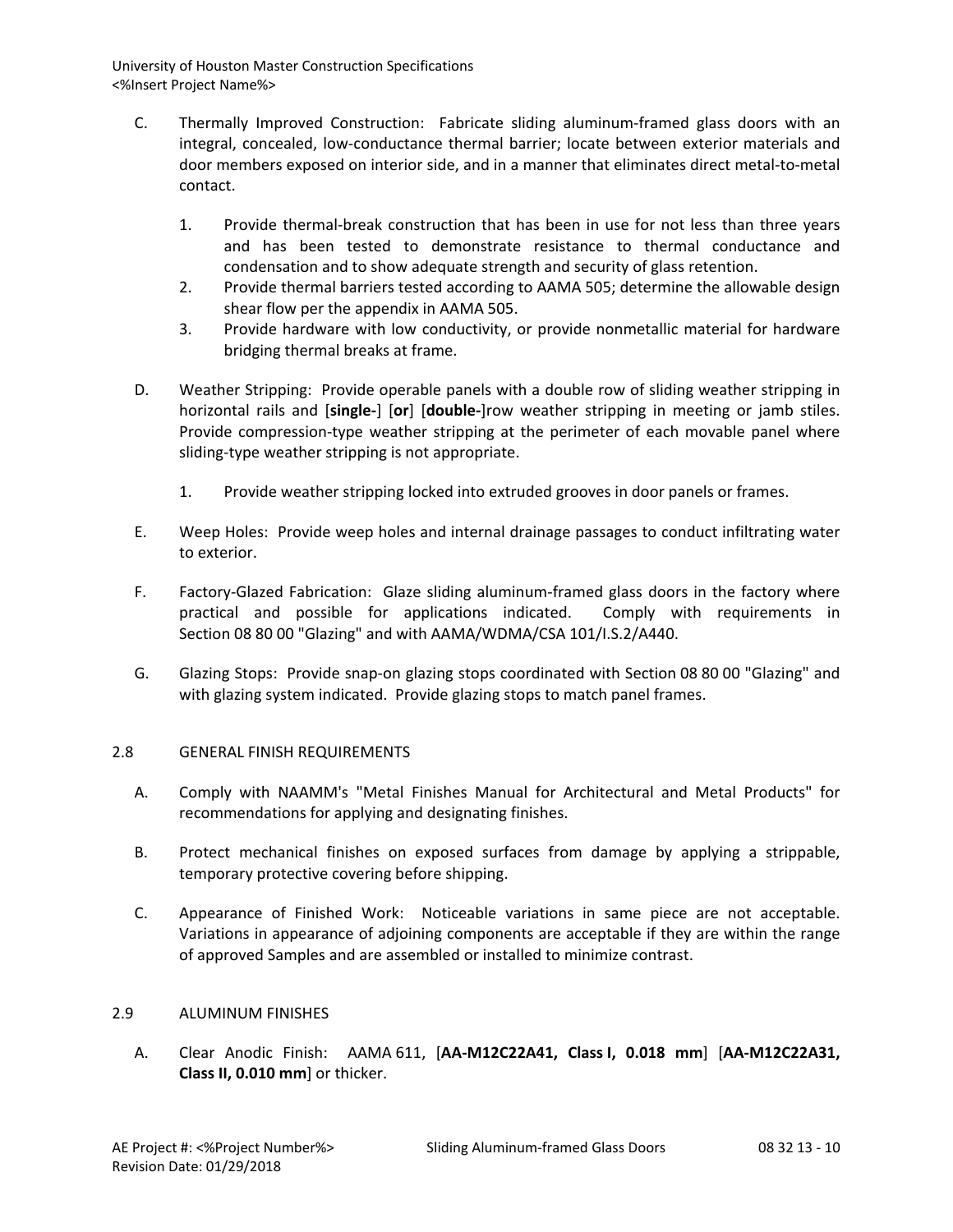C. Thermally Improved Construction: Fabricate sliding aluminum-framed glass doors with an integral, concealed, low-conductance thermal barrier; locate between exterior materials and door members exposed on interior side, and in a manner that eliminates direct metal-to-metal contact.

   1. Provide thermal-break construction that has been in use for not less than three years and has been tested to demonstrate resistance to thermal conductance and condensation and to show adequate strength and security of glass retention.
   2. Provide thermal barriers tested according to AAMA 505; determine the allowable design shear flow per the appendix in AAMA 505.
   3. Provide hardware with low conductivity, or provide nonmetallic material for hardware bridging thermal breaks at frame.

D. Weather Stripping: Provide operable panels with a double row of sliding weather stripping in horizontal rails and [**single-**] [**or**] [**double-**]row weather stripping in meeting or jamb stiles. Provide compression-type weather stripping at the perimeter of each movable panel where sliding-type weather stripping is not appropriate.

   1. Provide weather stripping locked into extruded grooves in door panels or frames.

E. Weep Holes: Provide weep holes and internal drainage passages to conduct infiltrating water to exterior.

F. Factory-Glazed Fabrication: Glaze sliding aluminum-framed glass doors in the factory where practical and possible for applications indicated. Comply with requirements in Section 08 80 00 "Glazing" and with AAMA/WDMA/CSA 101/I.S.2/A440.

G. Glazing Stops: Provide snap-on glazing stops coordinated with Section 08 80 00 "Glazing" and with glazing system indicated. Provide glazing stops to match panel frames.

## 2.8 GENERAL FINISH REQUIREMENTS

A. Comply with NAAMM's "Metal Finishes Manual for Architectural and Metal Products" for recommendations for applying and designating finishes.

B. Protect mechanical finishes on exposed surfaces from damage by applying a strippable, temporary protective covering before shipping.

C. Appearance of Finished Work: Noticeable variations in same piece are not acceptable. Variations in appearance of adjoining components are acceptable if they are within the range of approved Samples and are assembled or installed to minimize contrast.

## 2.9 ALUMINUM FINISHES

A. Clear Anodic Finish: AAMA 611, [**AA-M12C22A41, Class I, 0.018 mm**] [**AA-M12C22A31, Class II, 0.010 mm**] or thicker.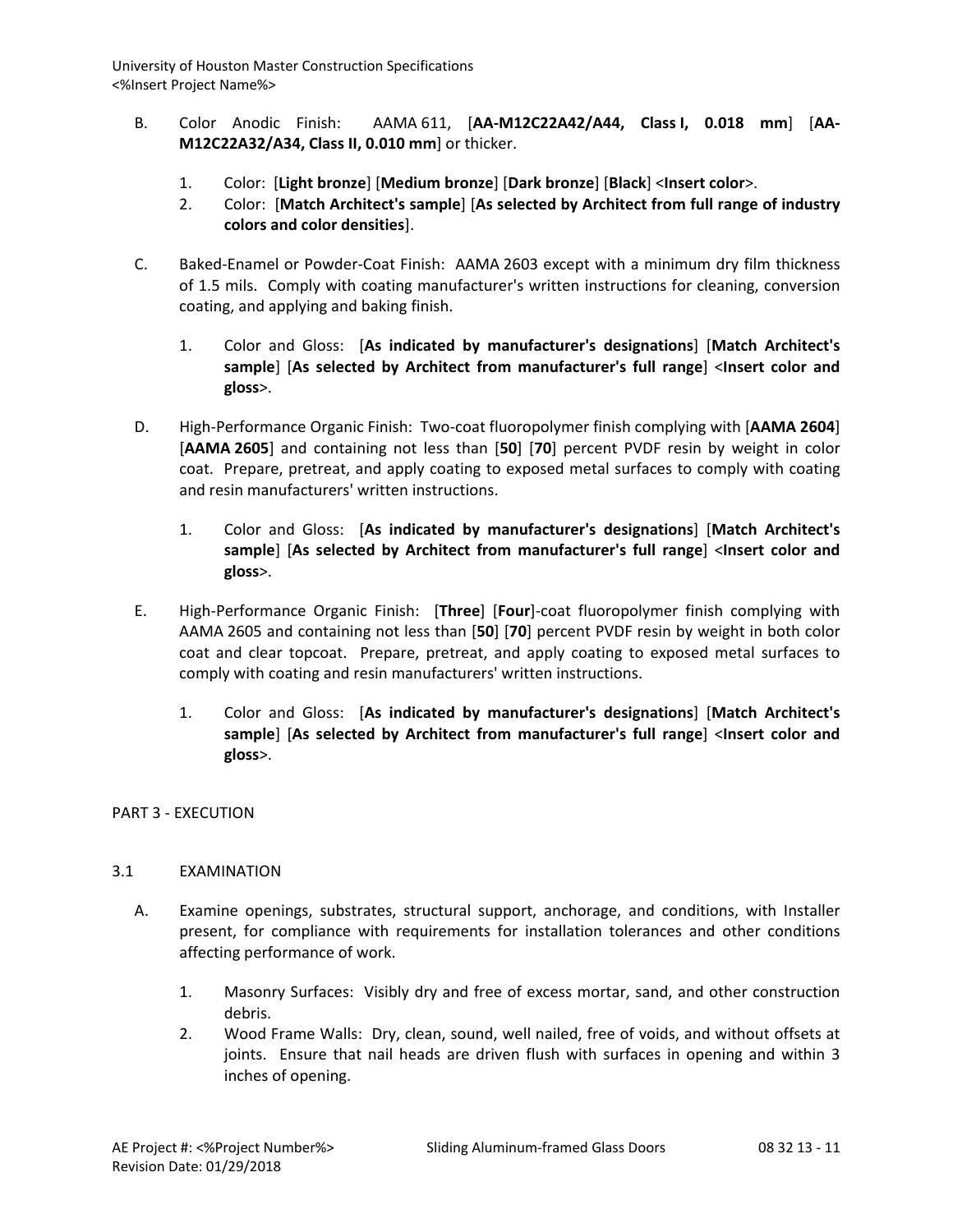B. Color Anodic Finish: AAMA 611, [**AA-M12C22A42/A44, Class I, 0.018 mm**] [**AA-M12C22A32/A34, Class II, 0.010 mm**] or thicker.

1. Color: [**Light bronze**] [**Medium bronze**] [**Dark bronze**] [**Black**] <**Insert color**>.
2. Color: [**Match Architect's sample**] [**As selected by Architect from full range of industry colors and color densities**].

C. Baked-Enamel or Powder-Coat Finish: AAMA 2603 except with a minimum dry film thickness of 1.5 mils. Comply with coating manufacturer's written instructions for cleaning, conversion coating, and applying and baking finish.

1. Color and Gloss: [**As indicated by manufacturer's designations**] [**Match Architect's sample**] [**As selected by Architect from manufacturer's full range**] <**Insert color and gloss**>.

D. High-Performance Organic Finish: Two-coat fluoropolymer finish complying with [**AAMA 2604**] [**AAMA 2605**] and containing not less than [**50**] [**70**] percent PVDF resin by weight in color coat. Prepare, pretreat, and apply coating to exposed metal surfaces to comply with coating and resin manufacturers' written instructions.

1. Color and Gloss: [**As indicated by manufacturer's designations**] [**Match Architect's sample**] [**As selected by Architect from manufacturer's full range**] <**Insert color and gloss**>.

E. High-Performance Organic Finish: [**Three**] [**Four**]-coat fluoropolymer finish complying with AAMA 2605 and containing not less than [**50**] [**70**] percent PVDF resin by weight in both color coat and clear topcoat. Prepare, pretreat, and apply coating to exposed metal surfaces to comply with coating and resin manufacturers' written instructions.

1. Color and Gloss: [**As indicated by manufacturer's designations**] [**Match Architect's sample**] [**As selected by Architect from manufacturer's full range**] <**Insert color and gloss**>.

## PART 3 - EXECUTION

### 3.1 EXAMINATION

A. Examine openings, substrates, structural support, anchorage, and conditions, with Installer present, for compliance with requirements for installation tolerances and other conditions affecting performance of work.

1. Masonry Surfaces: Visibly dry and free of excess mortar, sand, and other construction debris.
2. Wood Frame Walls: Dry, clean, sound, well nailed, free of voids, and without offsets at joints. Ensure that nail heads are driven flush with surfaces in opening and within 3 inches of opening.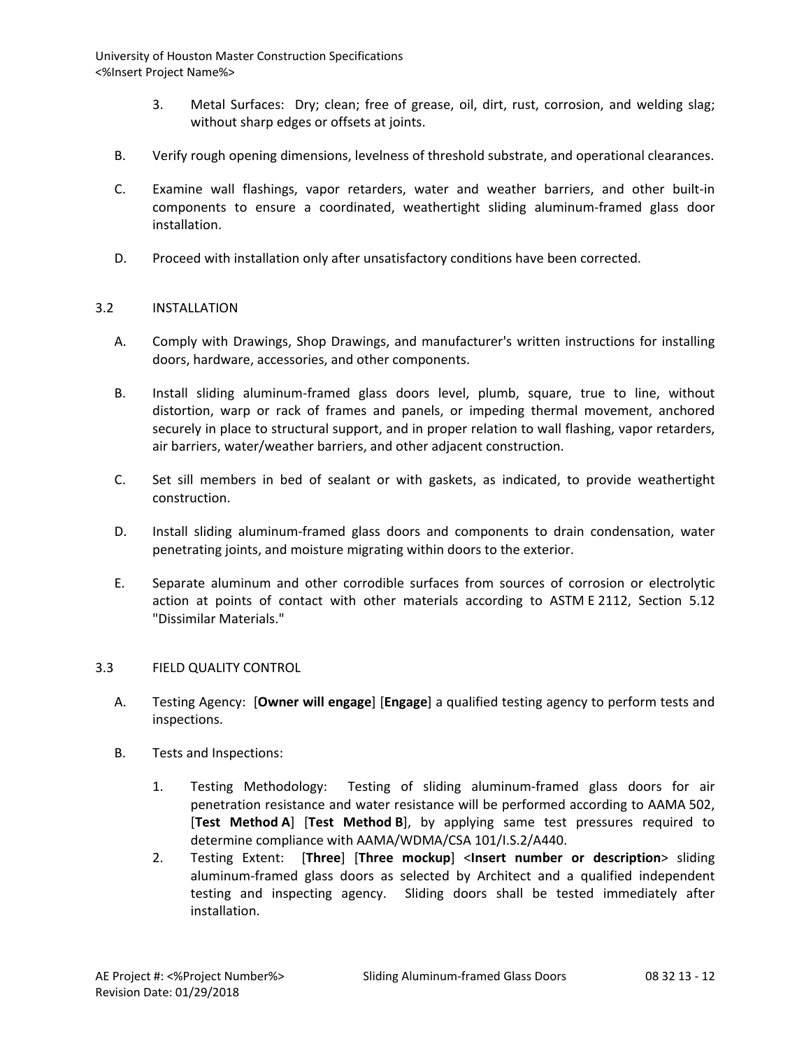3. Metal Surfaces: Dry; clean; free of grease, oil, dirt, rust, corrosion, and welding slag; without sharp edges or offsets at joints.

B. Verify rough opening dimensions, levelness of threshold substrate, and operational clearances.

C. Examine wall flashings, vapor retarders, water and weather barriers, and other built-in components to ensure a coordinated, weathertight sliding aluminum-framed glass door installation.

D. Proceed with installation only after unsatisfactory conditions have been corrected.

## 3.2 INSTALLATION

A. Comply with Drawings, Shop Drawings, and manufacturer's written instructions for installing doors, hardware, accessories, and other components.

B. Install sliding aluminum-framed glass doors level, plumb, square, true to line, without distortion, warp or rack of frames and panels, or impeding thermal movement, anchored securely in place to structural support, and in proper relation to wall flashing, vapor retarders, air barriers, water/weather barriers, and other adjacent construction.

C. Set sill members in bed of sealant or with gaskets, as indicated, to provide weathertight construction.

D. Install sliding aluminum-framed glass doors and components to drain condensation, water penetrating joints, and moisture migrating within doors to the exterior.

E. Separate aluminum and other corrodible surfaces from sources of corrosion or electrolytic action at points of contact with other materials according to ASTM E 2112, Section 5.12 "Dissimilar Materials."

## 3.3 FIELD QUALITY CONTROL

A. Testing Agency: [**Owner will engage**] [**Engage**] a qualified testing agency to perform tests and inspections.

B. Tests and Inspections:

1. Testing Methodology: Testing of sliding aluminum-framed glass doors for air penetration resistance and water resistance will be performed according to AAMA 502, [**Test Method A**] [**Test Method B**], by applying same test pressures required to determine compliance with AAMA/WDMA/CSA 101/I.S.2/A440.
2. Testing Extent: [**Three**] [**Three mockup**] <**Insert number or description**> sliding aluminum-framed glass doors as selected by Architect and a qualified independent testing and inspecting agency. Sliding doors shall be tested immediately after installation.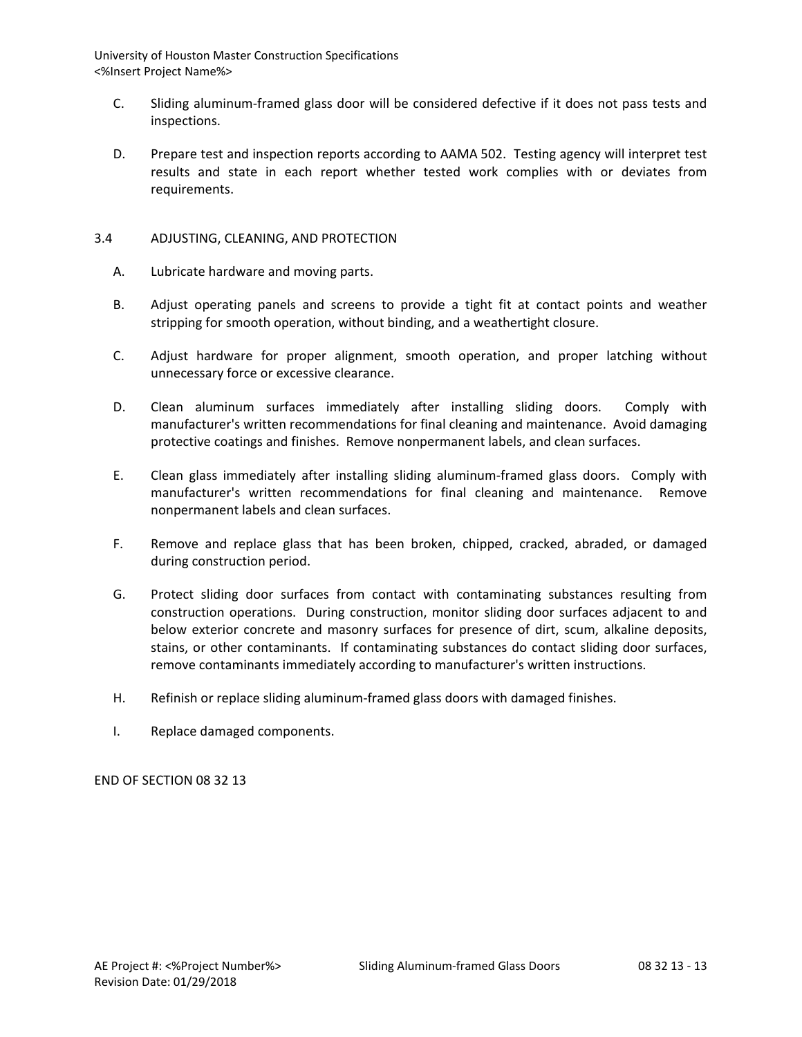C. Sliding aluminum-framed glass door will be considered defective if it does not pass tests and inspections.

D. Prepare test and inspection reports according to AAMA 502. Testing agency will interpret test results and state in each report whether tested work complies with or deviates from requirements.

### 3.4 ADJUSTING, CLEANING, AND PROTECTION

A. Lubricate hardware and moving parts.

B. Adjust operating panels and screens to provide a tight fit at contact points and weather stripping for smooth operation, without binding, and a weathertight closure.

C. Adjust hardware for proper alignment, smooth operation, and proper latching without unnecessary force or excessive clearance.

D. Clean aluminum surfaces immediately after installing sliding doors. Comply with manufacturer's written recommendations for final cleaning and maintenance. Avoid damaging protective coatings and finishes. Remove nonpermanent labels, and clean surfaces.

E. Clean glass immediately after installing sliding aluminum-framed glass doors. Comply with manufacturer's written recommendations for final cleaning and maintenance. Remove nonpermanent labels and clean surfaces.

F. Remove and replace glass that has been broken, chipped, cracked, abraded, or damaged during construction period.

G. Protect sliding door surfaces from contact with contaminating substances resulting from construction operations. During construction, monitor sliding door surfaces adjacent to and below exterior concrete and masonry surfaces for presence of dirt, scum, alkaline deposits, stains, or other contaminants. If contaminating substances do contact sliding door surfaces, remove contaminants immediately according to manufacturer's written instructions.

H. Refinish or replace sliding aluminum-framed glass doors with damaged finishes.

I. Replace damaged components.

END OF SECTION 08 32 13